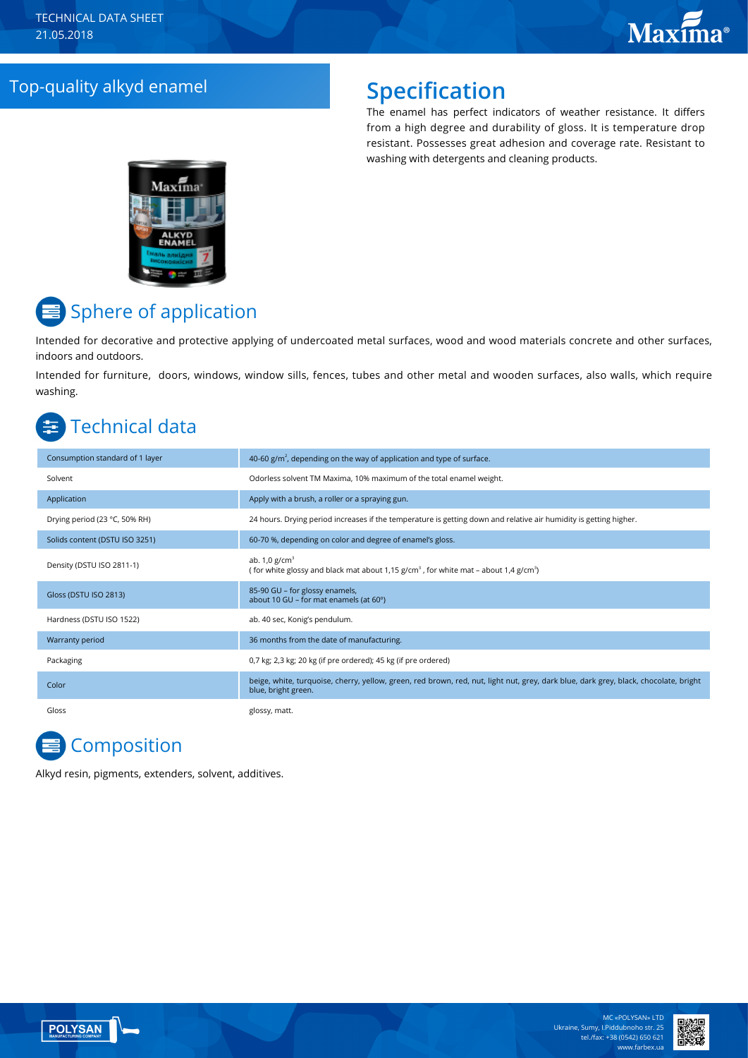TECHNICAL DATA SHEET
21.05.2018

# Top-quality alkyd enamel

## Specification

The enamel has perfect indicators of weather resistance. It differs from a high degree and durability of gloss. It is temperature drop resistant. Possesses great adhesion and coverage rate. Resistant to washing with detergents and cleaning products.

## Sphere of application

Intended for decorative and protective applying of undercoated metal surfaces, wood and wood materials concrete and other surfaces, indoors and outdoors.

Intended for furniture, doors, windows, window sills, fences, tubes and other metal and wooden surfaces, also walls, which require washing.

## Technical data

| | |
|---|---|
| Consumption standard of 1 layer | 40-60 g/m$^2$, depending on the way of application and type of surface. |
| Solvent | Odorless solvent TM Maxima, 10% maximum of the total enamel weight. |
| Application | Apply with a brush, a roller or a spraying gun. |
| Drying period (23 °C, 50% RH) | 24 hours. Drying period increases if the temperature is getting down and relative air humidity is getting higher. |
| Solids content (DSTU ISO 3251) | 60-70 %, depending on color and degree of enamel's gloss. |
| Density (DSTU ISO 2811-1) | ab. 1,0 g/cm$^3$ ( for white glossy and black mat about 1,15 g/cm$^3$ , for white mat – about 1,4 g/cm$^3$) |
| Gloss (DSTU ISO 2813) | 85-90 GU – for glossy enamels, about 10 GU – for mat enamels (at 60°) |
| Hardness (DSTU ISO 1522) | ab. 40 sec, Konig's pendulum. |
| Warranty period | 36 months from the date of manufacturing. |
| Packaging | 0,7 kg; 2,3 kg; 20 kg (if pre ordered); 45 kg (if pre ordered) |
| Color | beige, white, turquoise, cherry, yellow, green, red brown, red, nut, light nut, grey, dark blue, dark grey, black, chocolate, bright blue, bright green. |
| Gloss | glossy, matt. |

## Composition

Alkyd resin, pigments, extenders, solvent, additives.

MC «POLYSAN» LTD
Ukraine, Sumy, I.Piddubnoho str. 25
tel./fax: +38 (0542) 650 621
www.farbex.ua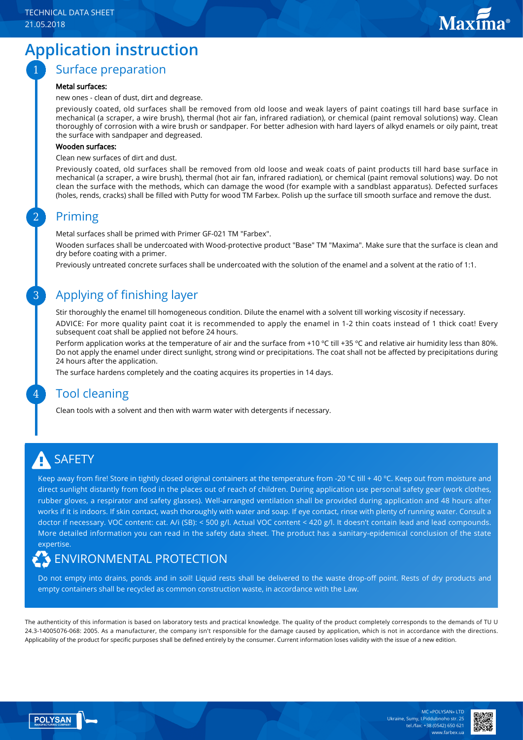# Application instruction

## 1 Surface preparation

**Metal surfaces:**

new ones - clean of dust, dirt and degrease.

previously coated, old surfaces shall be removed from old loose and weak layers of paint coatings till hard base surface in mechanical (a scraper, a wire brush), thermal (hot air fan, infrared radiation), or chemical (paint removal solutions) way. Clean thoroughly of corrosion with a wire brush or sandpaper. For better adhesion with hard layers of alkyd enamels or oily paint, treat the surface with sandpaper and degreased.

**Wooden surfaces:**

Clean new surfaces of dirt and dust.

Previously coated, old surfaces shall be removed from old loose and weak coats of paint products till hard base surface in mechanical (a scraper, a wire brush), thermal (hot air fan, infrared radiation), or chemical (paint removal solutions) way. Do not clean the surface with the methods, which can damage the wood (for example with a sandblast apparatus). Defected surfaces (holes, rends, cracks) shall be filled with Putty for wood TM Farbex. Polish up the surface till smooth surface and remove the dust.

## 2 Priming

Metal surfaces shall be primed with Primer GF-021 TM "Farbex".

Wooden surfaces shall be undercoated with Wood-protective product "Base" TM "Maxima". Make sure that the surface is clean and dry before coating with a primer.

Previously untreated concrete surfaces shall be undercoated with the solution of the enamel and a solvent at the ratio of 1:1.

## 3 Applying of finishing layer

Stir thoroughly the enamel till homogeneous condition. Dilute the enamel with a solvent till working viscosity if necessary.

ADVICE: For more quality paint coat it is recommended to apply the enamel in 1-2 thin coats instead of 1 thick coat! Every subsequent coat shall be applied not before 24 hours.

Perform application works at the temperature of air and the surface from +10 ºC till +35 ºC and relative air humidity less than 80%. Do not apply the enamel under direct sunlight, strong wind or precipitations. The coat shall not be affected by precipitations during 24 hours after the application.

The surface hardens completely and the coating acquires its properties in 14 days.

## 4 Tool cleaning

Clean tools with a solvent and then with warm water with detergents if necessary.

## SAFETY

Keep away from fire! Store in tightly closed original containers at the temperature from -20 °C till + 40 ºC. Keep out from moisture and direct sunlight distantly from food in the places out of reach of children. During application use personal safety gear (work clothes, rubber gloves, a respirator and safety glasses). Well-arranged ventilation shall be provided during application and 48 hours after works if it is indoors. If skin contact, wash thoroughly with water and soap. If eye contact, rinse with plenty of running water. Consult a doctor if necessary. VOC content: cat. A/i (SB): < 500 g/l. Actual VOC content < 420 g/l. It doesn't contain lead and lead compounds. More detailed information you can read in the safety data sheet. The product has a sanitary-epidemical conclusion of the state expertise.

## ENVIRONMENTAL PROTECTION

Do not empty into drains, ponds and in soil! Liquid rests shall be delivered to the waste drop-off point. Rests of dry products and empty containers shall be recycled as common construction waste, in accordance with the Law.

The authenticity of this information is based on laboratory tests and practical knowledge. The quality of the product completely corresponds to the demands of TU U 24.3-14005076-068: 2005. As a manufacturer, the company isn't responsible for the damage caused by application, which is not in accordance with the directions. Applicability of the product for specific purposes shall be defined entirely by the consumer. Current information loses validity with the issue of a new edition.

MC «POLYSAN» LTD
Ukraine, Sumy, I.Piddubnoho str. 25
tel./fax: +38 (0542) 650 621
www.farbex.ua